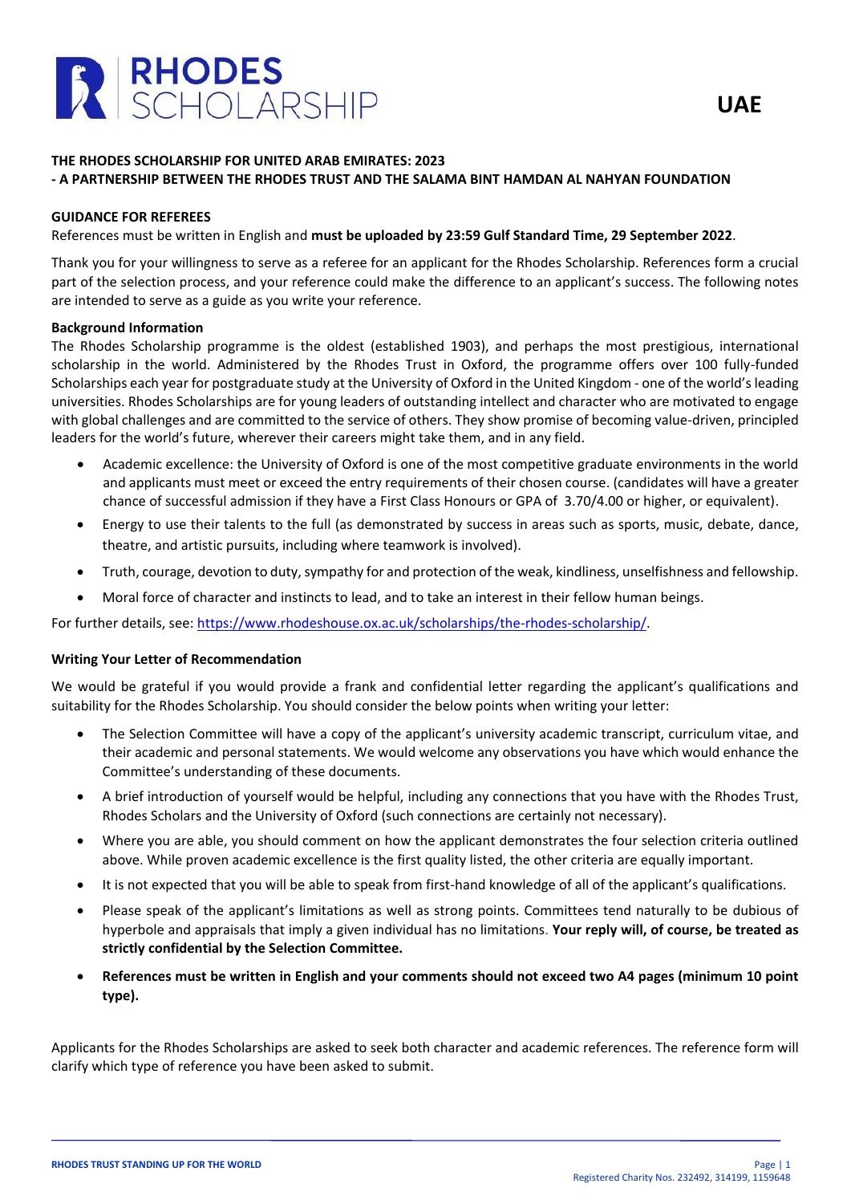# RHODES SCHOLARSHIP

**UAE**

## THE RHODES SCHOLARSHIP FOR UNITED ARAB EMIRATES: 2023
## - A PARTNERSHIP BETWEEN THE RHODES TRUST AND THE SALAMA BINT HAMDAN AL NAHYAN FOUNDATION

### GUIDANCE FOR REFEREES

References must be written in English and **must be uploaded by 23:59 Gulf Standard Time, 29 September 2022**.

Thank you for your willingness to serve as a referee for an applicant for the Rhodes Scholarship. References form a crucial part of the selection process, and your reference could make the difference to an applicant's success. The following notes are intended to serve as a guide as you write your reference.

**Background Information**

The Rhodes Scholarship programme is the oldest (established 1903), and perhaps the most prestigious, international scholarship in the world. Administered by the Rhodes Trust in Oxford, the programme offers over 100 fully-funded Scholarships each year for postgraduate study at the University of Oxford in the United Kingdom - one of the world's leading universities. Rhodes Scholarships are for young leaders of outstanding intellect and character who are motivated to engage with global challenges and are committed to the service of others. They show promise of becoming value-driven, principled leaders for the world's future, wherever their careers might take them, and in any field.

- Academic excellence: the University of Oxford is one of the most competitive graduate environments in the world and applicants must meet or exceed the entry requirements of their chosen course. (candidates will have a greater chance of successful admission if they have a First Class Honours or GPA of 3.70/4.00 or higher, or equivalent).
- Energy to use their talents to the full (as demonstrated by success in areas such as sports, music, debate, dance, theatre, and artistic pursuits, including where teamwork is involved).
- Truth, courage, devotion to duty, sympathy for and protection of the weak, kindliness, unselfishness and fellowship.
- Moral force of character and instincts to lead, and to take an interest in their fellow human beings.

For further details, see: [https://www.rhodeshouse.ox.ac.uk/scholarships/the-rhodes-scholarship/](https://www.rhodeshouse.ox.ac.uk/scholarships/the-rhodes-scholarship/).

**Writing Your Letter of Recommendation**

We would be grateful if you would provide a frank and confidential letter regarding the applicant's qualifications and suitability for the Rhodes Scholarship. You should consider the below points when writing your letter:

- The Selection Committee will have a copy of the applicant's university academic transcript, curriculum vitae, and their academic and personal statements. We would welcome any observations you have which would enhance the Committee's understanding of these documents.
- A brief introduction of yourself would be helpful, including any connections that you have with the Rhodes Trust, Rhodes Scholars and the University of Oxford (such connections are certainly not necessary).
- Where you are able, you should comment on how the applicant demonstrates the four selection criteria outlined above. While proven academic excellence is the first quality listed, the other criteria are equally important.
- It is not expected that you will be able to speak from first-hand knowledge of all of the applicant's qualifications.
- Please speak of the applicant's limitations as well as strong points. Committees tend naturally to be dubious of hyperbole and appraisals that imply a given individual has no limitations. **Your reply will, of course, be treated as strictly confidential by the Selection Committee.**
- **References must be written in English and your comments should not exceed two A4 pages (minimum 10 point type).**

Applicants for the Rhodes Scholarships are asked to seek both character and academic references. The reference form will clarify which type of reference you have been asked to submit.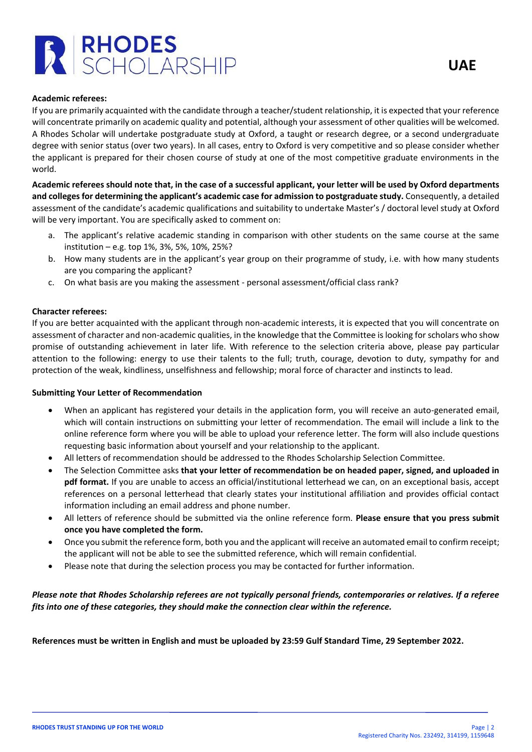**Academic referees:**

If you are primarily acquainted with the candidate through a teacher/student relationship, it is expected that your reference will concentrate primarily on academic quality and potential, although your assessment of other qualities will be welcomed. A Rhodes Scholar will undertake postgraduate study at Oxford, a taught or research degree, or a second undergraduate degree with senior status (over two years). In all cases, entry to Oxford is very competitive and so please consider whether the applicant is prepared for their chosen course of study at one of the most competitive graduate environments in the world.

**Academic referees should note that, in the case of a successful applicant, your letter will be used by Oxford departments and colleges for determining the applicant's academic case for admission to postgraduate study.** Consequently, a detailed assessment of the candidate's academic qualifications and suitability to undertake Master's / doctoral level study at Oxford will be very important. You are specifically asked to comment on:

a. The applicant's relative academic standing in comparison with other students on the same course at the same institution – e.g. top 1%, 3%, 5%, 10%, 25%?
b. How many students are in the applicant's year group on their programme of study, i.e. with how many students are you comparing the applicant?
c. On what basis are you making the assessment - personal assessment/official class rank?

**Character referees:**

If you are better acquainted with the applicant through non-academic interests, it is expected that you will concentrate on assessment of character and non-academic qualities, in the knowledge that the Committee is looking for scholars who show promise of outstanding achievement in later life. With reference to the selection criteria above, please pay particular attention to the following: energy to use their talents to the full; truth, courage, devotion to duty, sympathy for and protection of the weak, kindliness, unselfishness and fellowship; moral force of character and instincts to lead.

**Submitting Your Letter of Recommendation**

- When an applicant has registered your details in the application form, you will receive an auto-generated email, which will contain instructions on submitting your letter of recommendation. The email will include a link to the online reference form where you will be able to upload your reference letter. The form will also include questions requesting basic information about yourself and your relationship to the applicant.
- All letters of recommendation should be addressed to the Rhodes Scholarship Selection Committee.
- The Selection Committee asks **that your letter of recommendation be on headed paper, signed, and uploaded in pdf format.** If you are unable to access an official/institutional letterhead we can, on an exceptional basis, accept references on a personal letterhead that clearly states your institutional affiliation and provides official contact information including an email address and phone number.
- All letters of reference should be submitted via the online reference form. **Please ensure that you press submit once you have completed the form.**
- Once you submit the reference form, both you and the applicant will receive an automated email to confirm receipt; the applicant will not be able to see the submitted reference, which will remain confidential.
- Please note that during the selection process you may be contacted for further information.

***Please note that Rhodes Scholarship referees are not typically personal friends, contemporaries or relatives. If a referee fits into one of these categories, they should make the connection clear within the reference.***

**References must be written in English and must be uploaded by 23:59 Gulf Standard Time, 29 September 2022.**